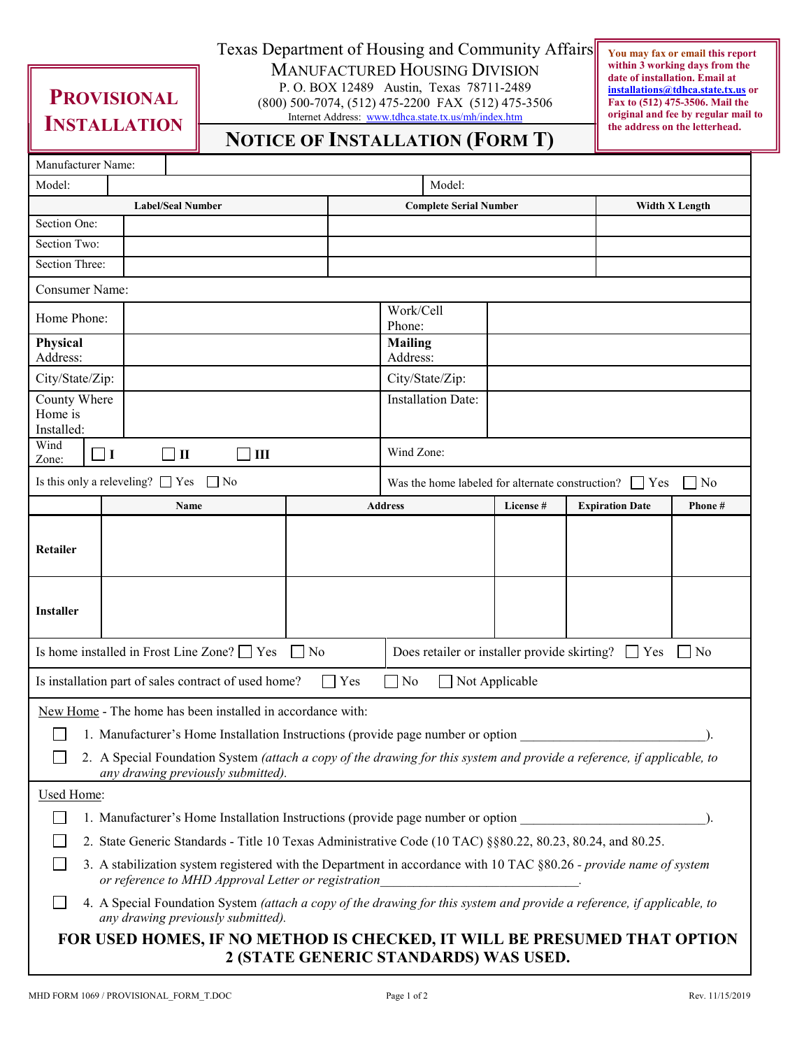# PROVISIONAL INSTALLATION

Texas Department of Housing and Community Affairs
MANUFACTURED HOUSING DIVISION
P. O. BOX 12489 Austin, Texas 78711-2489
(800) 500-7074, (512) 475-2200 FAX (512) 475-3506
Internet Address: www.tdhca.state.tx.us/mh/index.htm

**You may fax or email this report within 3 working days from the date of installation. Email at installations@tdhca.state.tx.us or Fax to (512) 475-3506. Mail the original and fee by regular mail to the address on the letterhead.**

## NOTICE OF INSTALLATION (FORM T)

| Manufacturer Name: | |
|---|---|

| Model: | | Model: | |
|---|---|---|---|

| | Label/Seal Number | Complete Serial Number | Width X Length |
|---|---|---|---|
| Section One: | | | |
| Section Two: | | | |
| Section Three: | | | |

Consumer Name:

| Home Phone: | | Work/Cell Phone: | |
|---|---|---|---|
| **Physical** Address: | | **Mailing** Address: | |
| City/State/Zip: | | City/State/Zip: | |
| County Where Home is Installed: | | Installation Date: | |
| Wind Zone: | ☐ I ☐ II ☐ III | Wind Zone: | |

Is this only a releveling? ☐ Yes ☐ No

Was the home labeled for alternate construction? ☐ Yes ☐ No

| | Name | Address | License # | Expiration Date | Phone # |
|---|---|---|---|---|---|
| **Retailer** | | | | | |
| **Installer** | | | | | |

Is home installed in Frost Line Zone? ☐ Yes ☐ No

Does retailer or installer provide skirting? ☐ Yes ☐ No

Is installation part of sales contract of used home? ☐ Yes ☐ No ☐ Not Applicable

New Home - The home has been installed in accordance with:

☐ 1. Manufacturer's Home Installation Instructions (provide page number or option ___________________________).

☐ 2. A Special Foundation System *(attach a copy of the drawing for this system and provide a reference, if applicable, to any drawing previously submitted).*

Used Home:

☐ 1. Manufacturer's Home Installation Instructions (provide page number or option ___________________________).

☐ 2. State Generic Standards - Title 10 Texas Administrative Code (10 TAC) §§80.22, 80.23, 80.24, and 80.25.

☐ 3. A stabilization system registered with the Department in accordance with 10 TAC §80.26 - *provide name of system or reference to MHD Approval Letter or registration*______________________________.

☐ 4. A Special Foundation System *(attach a copy of the drawing for this system and provide a reference, if applicable, to any drawing previously submitted).*

**FOR USED HOMES, IF NO METHOD IS CHECKED, IT WILL BE PRESUMED THAT OPTION 2 (STATE GENERIC STANDARDS) WAS USED.**

MHD FORM 1069 / PROVISIONAL_FORM_T.DOC Rev. 11/15/2019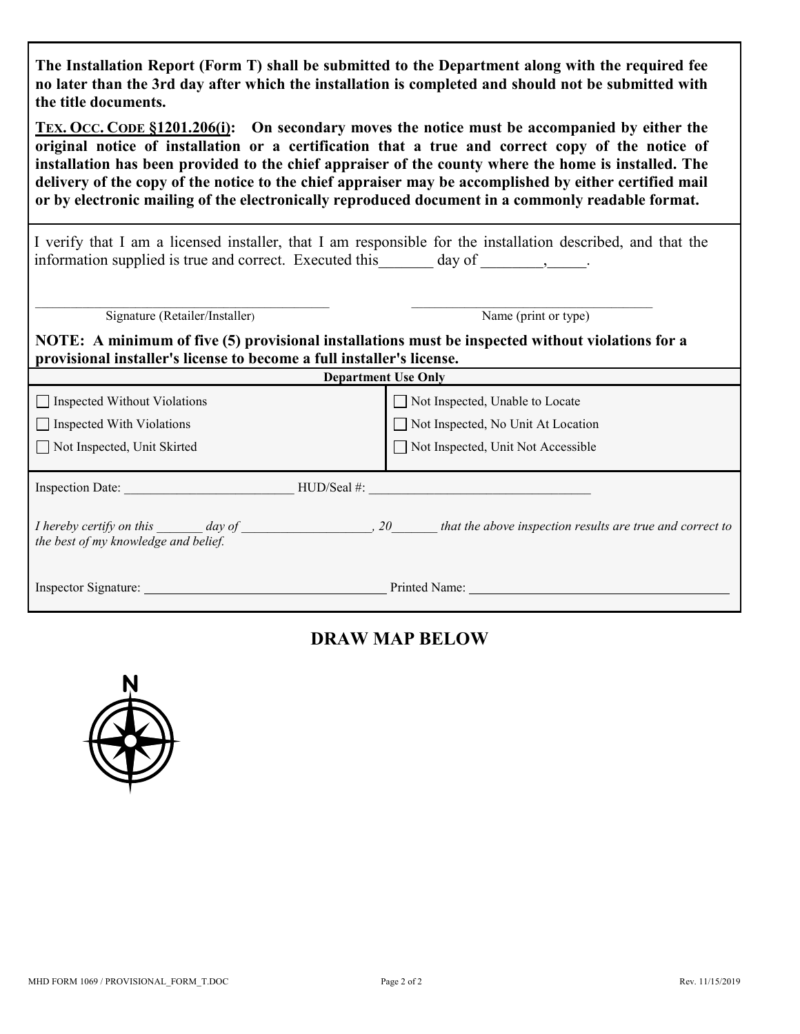**The Installation Report (Form T) shall be submitted to the Department along with the required fee no later than the 3rd day after which the installation is completed and should not be submitted with the title documents.**

**TEX. OCC. CODE §1201.206(i): On secondary moves the notice must be accompanied by either the original notice of installation or a certification that a true and correct copy of the notice of installation has been provided to the chief appraiser of the county where the home is installed. The delivery of the copy of the notice to the chief appraiser may be accomplished by either certified mail or by electronic mailing of the electronically reproduced document in a commonly readable format.**

I verify that I am a licensed installer, that I am responsible for the installation described, and that the information supplied is true and correct. Executed this_______ day of ________,_____.

___________________________________ Signature (Retailer/Installer)

___________________________________ Name (print or type)

**NOTE: A minimum of five (5) provisional installations must be inspected without violations for a provisional installer's license to become a full installer's license.**

**Department Use Only**

| | |
|---|---|
| ☐ Inspected Without Violations | ☐ Not Inspected, Unable to Locate |
| ☐ Inspected With Violations | ☐ Not Inspected, No Unit At Location |
| ☐ Not Inspected, Unit Skirted | ☐ Not Inspected, Unit Not Accessible |

Inspection Date: _________________________ HUD/Seal #: _________________________________

*I hereby certify on this _______ day of ___________________, 20_______ that the above inspection results are true and correct to the best of my knowledge and belief.*

Inspector Signature: ___________________________________ Printed Name: ___________________________________

## DRAW MAP BELOW

N

MHD FORM 1069 / PROVISIONAL_FORM_T.DOC Rev. 11/15/2019